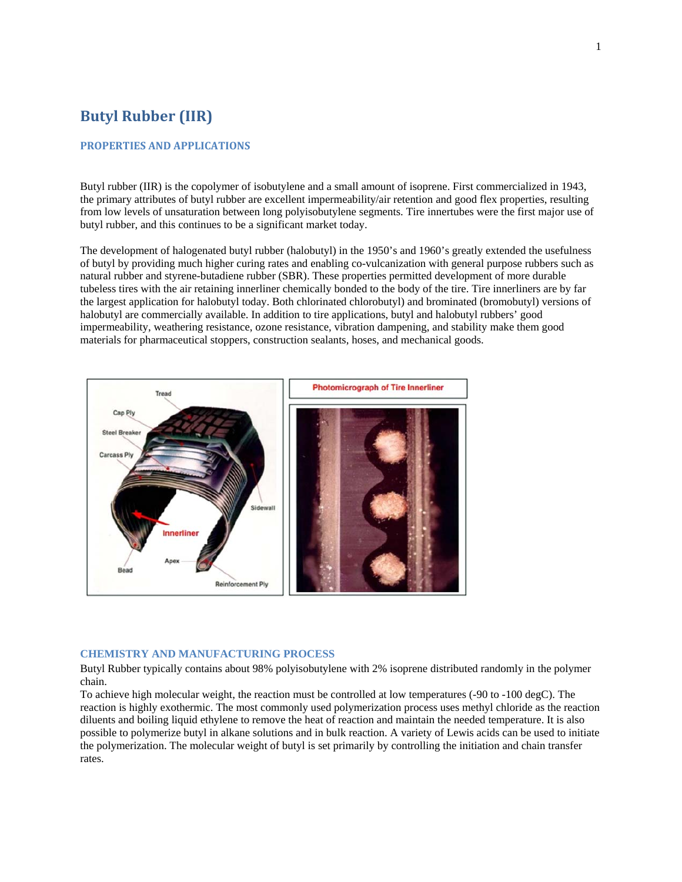# Butyl Rubber (IIR)

## PROPERTIES AND APPLICATIONS

Butyl rubber (IIR) is the copolymer of isobutylene and a small amount of isoprene. First commercialized in 1943, the primary attributes of butyl rubber are excellent impermeability/air retention and good flex properties, resulting from low levels of unsaturation between long polyisobutylene segments. Tire innertubes were the first major use of butyl rubber, and this continues to be a significant market today.

The development of halogenated butyl rubber (halobutyl) in the 1950's and 1960's greatly extended the usefulness of butyl by providing much higher curing rates and enabling co-vulcanization with general purpose rubbers such as natural rubber and styrene-butadiene rubber (SBR). These properties permitted development of more durable tubeless tires with the air retaining innerliner chemically bonded to the body of the tire. Tire innerliners are by far the largest application for halobutyl today. Both chlorinated chlorobutyl) and brominated (bromobutyl) versions of halobutyl are commercially available. In addition to tire applications, butyl and halobutyl rubbers' good impermeability, weathering resistance, ozone resistance, vibration dampening, and stability make them good materials for pharmaceutical stoppers, construction sealants, hoses, and mechanical goods.

## CHEMISTRY AND MANUFACTURING PROCESS

Butyl Rubber typically contains about 98% polyisobutylene with 2% isoprene distributed randomly in the polymer chain.

To achieve high molecular weight, the reaction must be controlled at low temperatures (-90 to -100 degC). The reaction is highly exothermic. The most commonly used polymerization process uses methyl chloride as the reaction diluents and boiling liquid ethylene to remove the heat of reaction and maintain the needed temperature. It is also possible to polymerize butyl in alkane solutions and in bulk reaction. A variety of Lewis acids can be used to initiate the polymerization. The molecular weight of butyl is set primarily by controlling the initiation and chain transfer rates.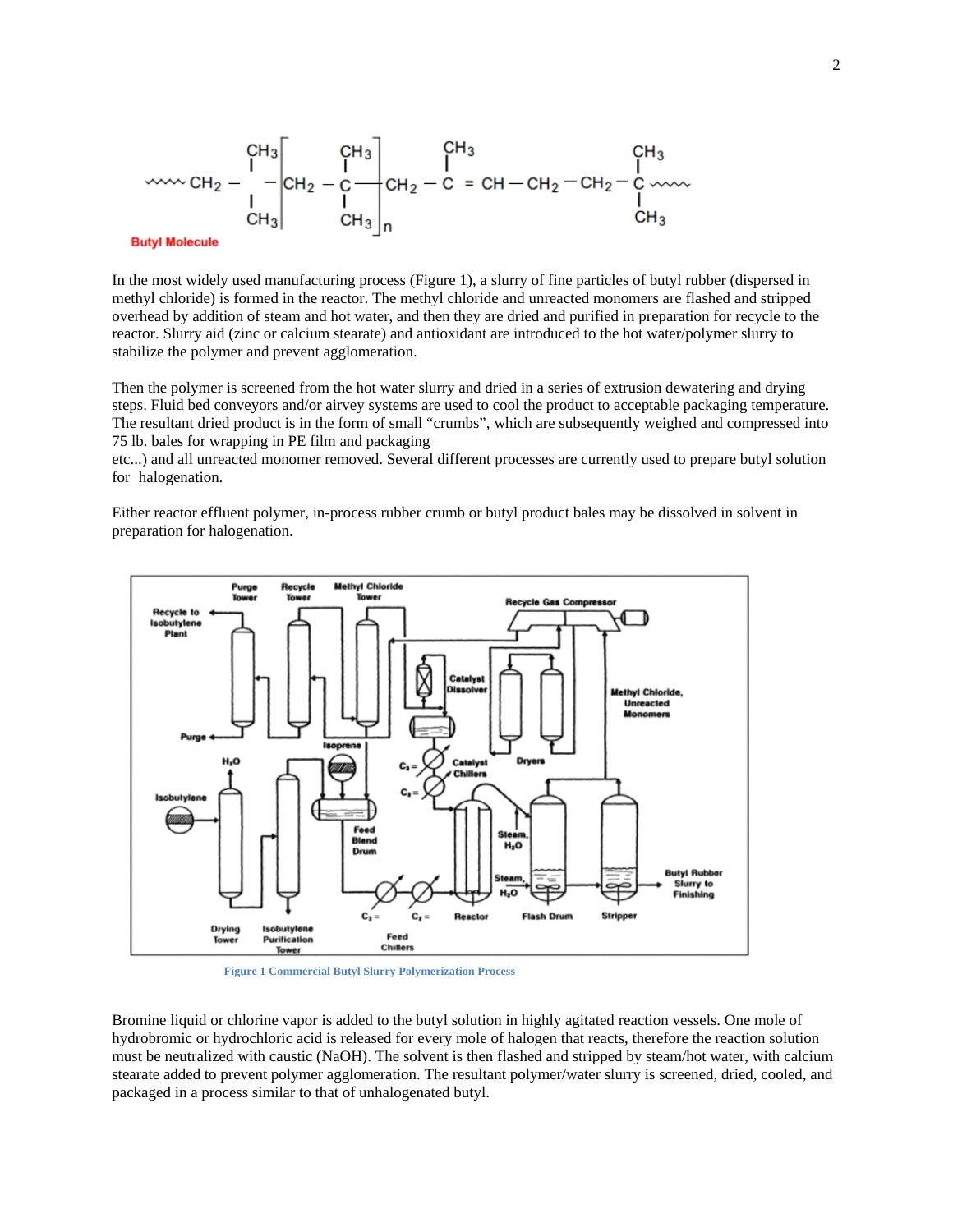**Butyl Molecule**

In the most widely used manufacturing process (Figure 1), a slurry of fine particles of butyl rubber (dispersed in methyl chloride) is formed in the reactor. The methyl chloride and unreacted monomers are flashed and stripped overhead by addition of steam and hot water, and then they are dried and purified in preparation for recycle to the reactor. Slurry aid (zinc or calcium stearate) and antioxidant are introduced to the hot water/polymer slurry to stabilize the polymer and prevent agglomeration.

Then the polymer is screened from the hot water slurry and dried in a series of extrusion dewatering and drying steps. Fluid bed conveyors and/or airvey systems are used to cool the product to acceptable packaging temperature. The resultant dried product is in the form of small "crumbs", which are subsequently weighed and compressed into 75 lb. bales for wrapping in PE film and packaging
etc...) and all unreacted monomer removed. Several different processes are currently used to prepare butyl solution for halogenation.

Either reactor effluent polymer, in-process rubber crumb or butyl product bales may be dissolved in solvent in preparation for halogenation.

**Figure 1 Commercial Butyl Slurry Polymerization Process**

Bromine liquid or chlorine vapor is added to the butyl solution in highly agitated reaction vessels. One mole of hydrobromic or hydrochloric acid is released for every mole of halogen that reacts, therefore the reaction solution must be neutralized with caustic (NaOH). The solvent is then flashed and stripped by steam/hot water, with calcium stearate added to prevent polymer agglomeration. The resultant polymer/water slurry is screened, dried, cooled, and packaged in a process similar to that of unhalogenated butyl.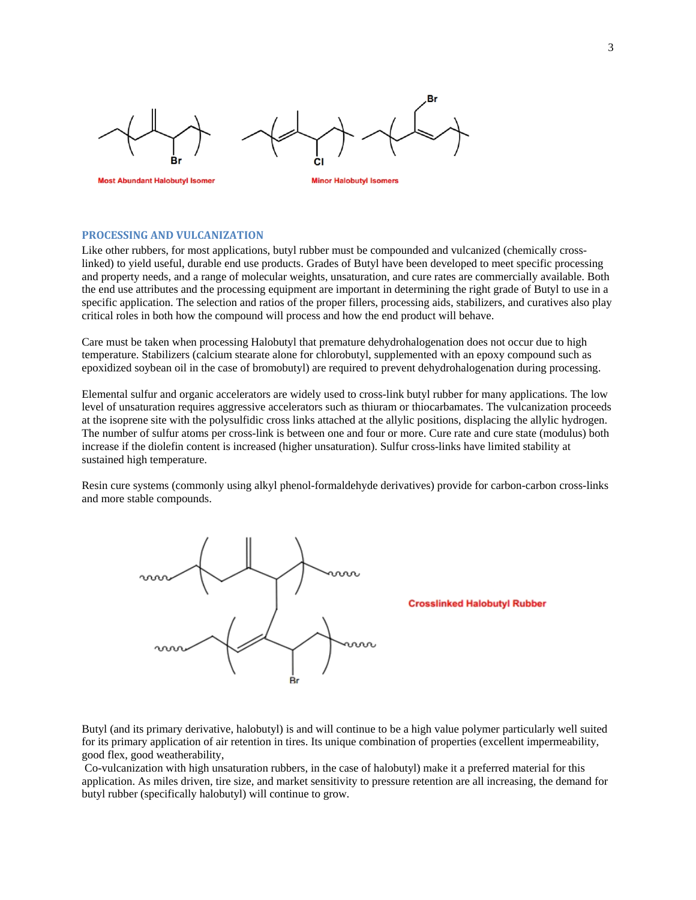Most Abundant Halobutyl Isomer

Minor Halobutyl Isomers

## PROCESSING AND VULCANIZATION

Like other rubbers, for most applications, butyl rubber must be compounded and vulcanized (chemically cross-linked) to yield useful, durable end use products. Grades of Butyl have been developed to meet specific processing and property needs, and a range of molecular weights, unsaturation, and cure rates are commercially available. Both the end use attributes and the processing equipment are important in determining the right grade of Butyl to use in a specific application. The selection and ratios of the proper fillers, processing aids, stabilizers, and curatives also play critical roles in both how the compound will process and how the end product will behave.

Care must be taken when processing Halobutyl that premature dehydrohalogenation does not occur due to high temperature. Stabilizers (calcium stearate alone for chlorobutyl, supplemented with an epoxy compound such as epoxidized soybean oil in the case of bromobutyl) are required to prevent dehydrohalogenation during processing.

Elemental sulfur and organic accelerators are widely used to cross-link butyl rubber for many applications. The low level of unsaturation requires aggressive accelerators such as thiuram or thiocarbamates. The vulcanization proceeds at the isoprene site with the polysulfidic cross links attached at the allylic positions, displacing the allylic hydrogen. The number of sulfur atoms per cross-link is between one and four or more. Cure rate and cure state (modulus) both increase if the diolefin content is increased (higher unsaturation). Sulfur cross-links have limited stability at sustained high temperature.

Resin cure systems (commonly using alkyl phenol-formaldehyde derivatives) provide for carbon-carbon cross-links and more stable compounds.

Crosslinked Halobutyl Rubber

Butyl (and its primary derivative, halobutyl) is and will continue to be a high value polymer particularly well suited for its primary application of air retention in tires. Its unique combination of properties (excellent impermeability, good flex, good weatherability,
Co-vulcanization with high unsaturation rubbers, in the case of halobutyl) make it a preferred material for this application. As miles driven, tire size, and market sensitivity to pressure retention are all increasing, the demand for butyl rubber (specifically halobutyl) will continue to grow.